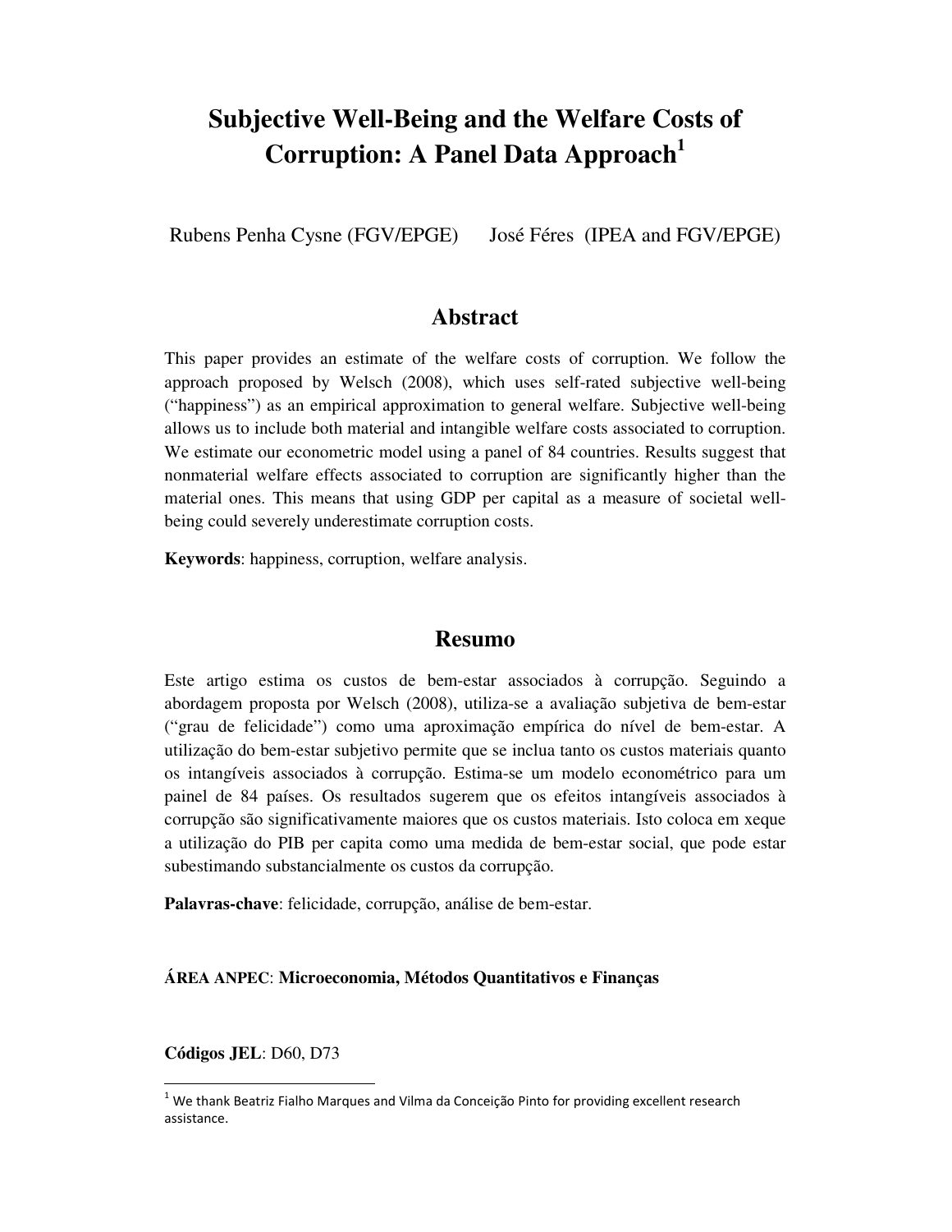# Subjective Well-Being and the Welfare Costs of Corruption: A Panel Data Approach[1]

Rubens Penha Cysne (FGV/EPGE)   José Féres (IPEA and FGV/EPGE)

## Abstract

This paper provides an estimate of the welfare costs of corruption. We follow the approach proposed by Welsch (2008), which uses self-rated subjective well-being ("happiness") as an empirical approximation to general welfare. Subjective well-being allows us to include both material and intangible welfare costs associated to corruption. We estimate our econometric model using a panel of 84 countries. Results suggest that nonmaterial welfare effects associated to corruption are significantly higher than the material ones. This means that using GDP per capital as a measure of societal well-being could severely underestimate corruption costs.

**Keywords**: happiness, corruption, welfare analysis.

## Resumo

Este artigo estima os custos de bem-estar associados à corrupção. Seguindo a abordagem proposta por Welsch (2008), utiliza-se a avaliação subjetiva de bem-estar ("grau de felicidade") como uma aproximação empírica do nível de bem-estar. A utilização do bem-estar subjetivo permite que se inclua tanto os custos materiais quanto os intangíveis associados à corrupção. Estima-se um modelo econométrico para um painel de 84 países. Os resultados sugerem que os efeitos intangíveis associados à corrupção são significativamente maiores que os custos materiais. Isto coloca em xeque a utilização do PIB per capita como uma medida de bem-estar social, que pode estar subestimando substancialmente os custos da corrupção.

**Palavras-chave**: felicidade, corrupção, análise de bem-estar.

**ÁREA ANPEC**: **Microeconomia, Métodos Quantitativos e Finanças**

**Códigos JEL**: D60, D73

[1] We thank Beatriz Fialho Marques and Vilma da Conceição Pinto for providing excellent research assistance.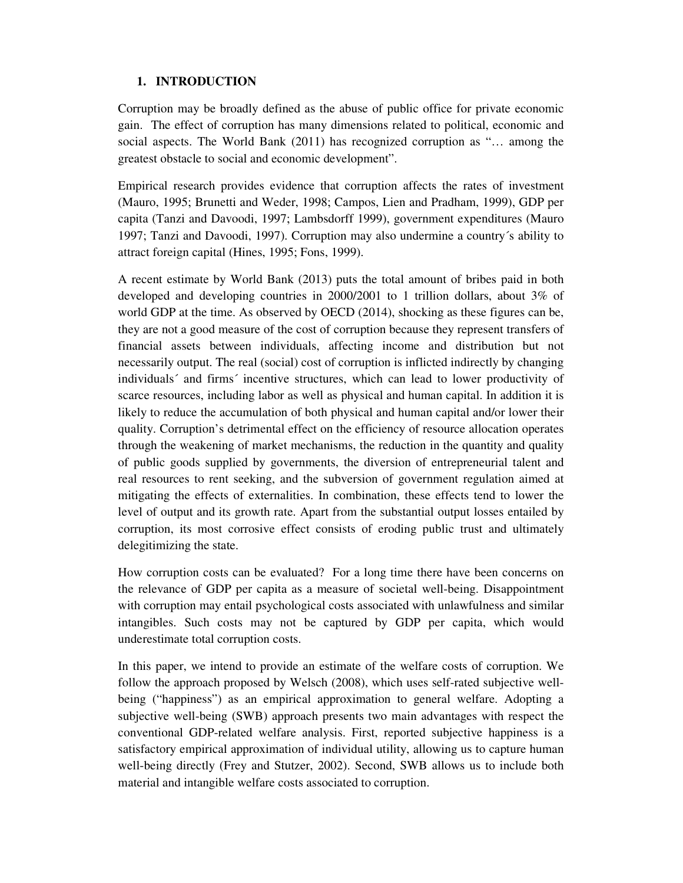## 1. INTRODUCTION

Corruption may be broadly defined as the abuse of public office for private economic gain. The effect of corruption has many dimensions related to political, economic and social aspects. The World Bank (2011) has recognized corruption as "… among the greatest obstacle to social and economic development".

Empirical research provides evidence that corruption affects the rates of investment (Mauro, 1995; Brunetti and Weder, 1998; Campos, Lien and Pradham, 1999), GDP per capita (Tanzi and Davoodi, 1997; Lambsdorff 1999), government expenditures (Mauro 1997; Tanzi and Davoodi, 1997). Corruption may also undermine a country´s ability to attract foreign capital (Hines, 1995; Fons, 1999).

A recent estimate by World Bank (2013) puts the total amount of bribes paid in both developed and developing countries in 2000/2001 to 1 trillion dollars, about 3% of world GDP at the time. As observed by OECD (2014), shocking as these figures can be, they are not a good measure of the cost of corruption because they represent transfers of financial assets between individuals, affecting income and distribution but not necessarily output. The real (social) cost of corruption is inflicted indirectly by changing individuals´ and firms´ incentive structures, which can lead to lower productivity of scarce resources, including labor as well as physical and human capital. In addition it is likely to reduce the accumulation of both physical and human capital and/or lower their quality. Corruption's detrimental effect on the efficiency of resource allocation operates through the weakening of market mechanisms, the reduction in the quantity and quality of public goods supplied by governments, the diversion of entrepreneurial talent and real resources to rent seeking, and the subversion of government regulation aimed at mitigating the effects of externalities. In combination, these effects tend to lower the level of output and its growth rate. Apart from the substantial output losses entailed by corruption, its most corrosive effect consists of eroding public trust and ultimately delegitimizing the state.

How corruption costs can be evaluated? For a long time there have been concerns on the relevance of GDP per capita as a measure of societal well-being. Disappointment with corruption may entail psychological costs associated with unlawfulness and similar intangibles. Such costs may not be captured by GDP per capita, which would underestimate total corruption costs.

In this paper, we intend to provide an estimate of the welfare costs of corruption. We follow the approach proposed by Welsch (2008), which uses self-rated subjective well-being ("happiness") as an empirical approximation to general welfare. Adopting a subjective well-being (SWB) approach presents two main advantages with respect the conventional GDP-related welfare analysis. First, reported subjective happiness is a satisfactory empirical approximation of individual utility, allowing us to capture human well-being directly (Frey and Stutzer, 2002). Second, SWB allows us to include both material and intangible welfare costs associated to corruption.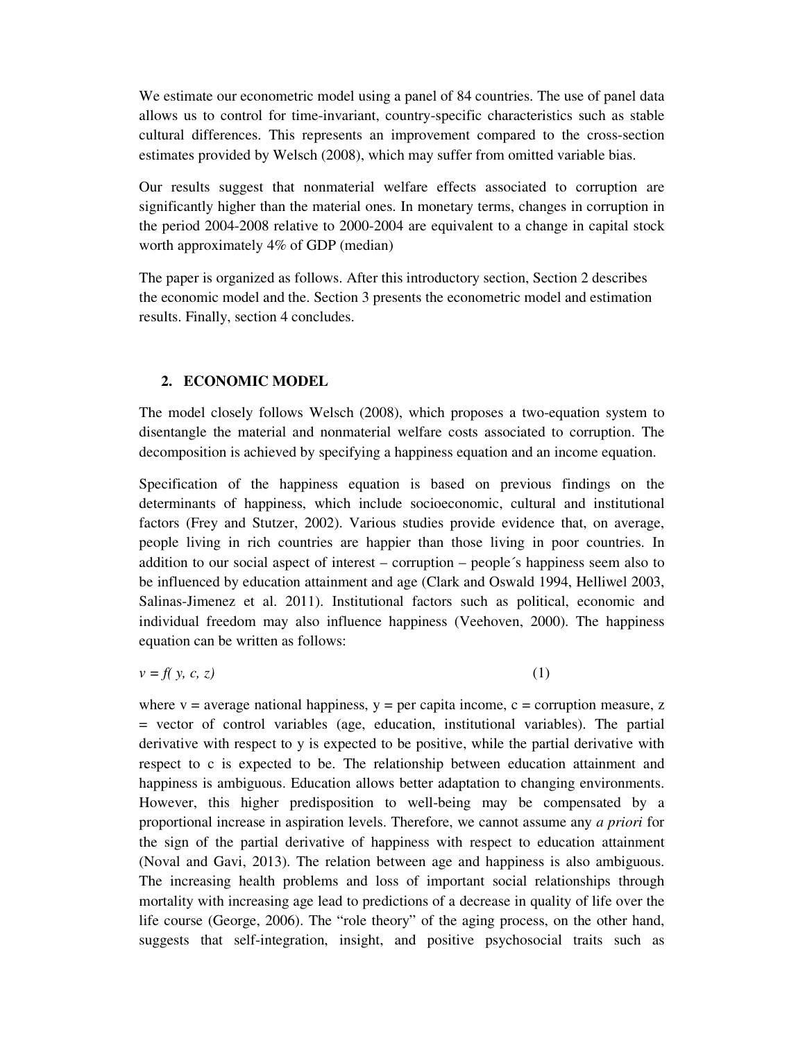We estimate our econometric model using a panel of 84 countries. The use of panel data allows us to control for time-invariant, country-specific characteristics such as stable cultural differences. This represents an improvement compared to the cross-section estimates provided by Welsch (2008), which may suffer from omitted variable bias.

Our results suggest that nonmaterial welfare effects associated to corruption are significantly higher than the material ones. In monetary terms, changes in corruption in the period 2004-2008 relative to 2000-2004 are equivalent to a change in capital stock worth approximately 4% of GDP (median)

The paper is organized as follows. After this introductory section, Section 2 describes the economic model and the. Section 3 presents the econometric model and estimation results. Finally, section 4 concludes.

## 2. ECONOMIC MODEL

The model closely follows Welsch (2008), which proposes a two-equation system to disentangle the material and nonmaterial welfare costs associated to corruption. The decomposition is achieved by specifying a happiness equation and an income equation.

Specification of the happiness equation is based on previous findings on the determinants of happiness, which include socioeconomic, cultural and institutional factors (Frey and Stutzer, 2002). Various studies provide evidence that, on average, people living in rich countries are happier than those living in poor countries. In addition to our social aspect of interest – corruption – people´s happiness seem also to be influenced by education attainment and age (Clark and Oswald 1994, Helliwel 2003, Salinas-Jimenez et al. 2011). Institutional factors such as political, economic and individual freedom may also influence happiness (Veehoven, 2000). The happiness equation can be written as follows:

$$v = f(y, c, z) \qquad (1)$$

where v = average national happiness, y = per capita income, c = corruption measure, z = vector of control variables (age, education, institutional variables). The partial derivative with respect to y is expected to be positive, while the partial derivative with respect to c is expected to be. The relationship between education attainment and happiness is ambiguous. Education allows better adaptation to changing environments. However, this higher predisposition to well-being may be compensated by a proportional increase in aspiration levels. Therefore, we cannot assume any *a priori* for the sign of the partial derivative of happiness with respect to education attainment (Noval and Gavi, 2013). The relation between age and happiness is also ambiguous. The increasing health problems and loss of important social relationships through mortality with increasing age lead to predictions of a decrease in quality of life over the life course (George, 2006). The "role theory" of the aging process, on the other hand, suggests that self-integration, insight, and positive psychosocial traits such as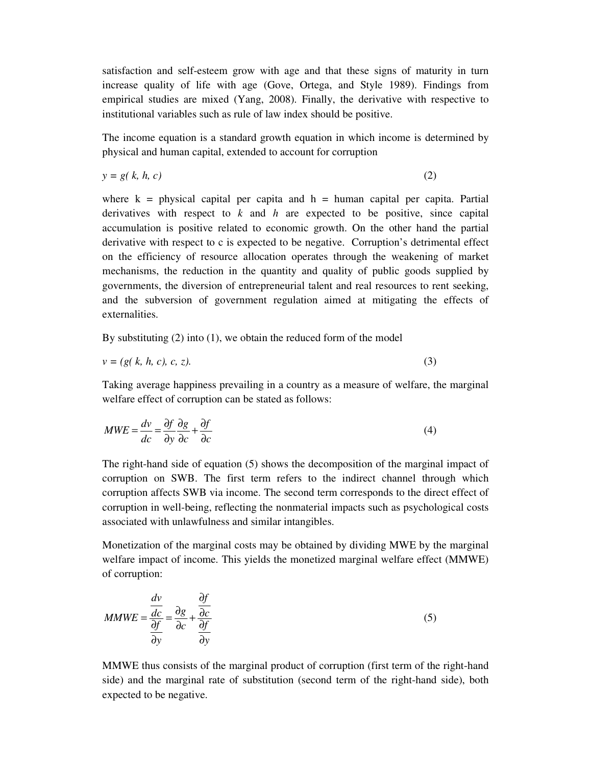satisfaction and self-esteem grow with age and that these signs of maturity in turn increase quality of life with age (Gove, Ortega, and Style 1989). Findings from empirical studies are mixed (Yang, 2008). Finally, the derivative with respective to institutional variables such as rule of law index should be positive.

The income equation is a standard growth equation in which income is determined by physical and human capital, extended to account for corruption

$$y = g(k, h, c) \tag{2}$$

where k = physical capital per capita and h = human capital per capita. Partial derivatives with respect to *k* and *h* are expected to be positive, since capital accumulation is positive related to economic growth. On the other hand the partial derivative with respect to c is expected to be negative. Corruption's detrimental effect on the efficiency of resource allocation operates through the weakening of market mechanisms, the reduction in the quantity and quality of public goods supplied by governments, the diversion of entrepreneurial talent and real resources to rent seeking, and the subversion of government regulation aimed at mitigating the effects of externalities.

By substituting (2) into (1), we obtain the reduced form of the model

$$v = (g(k, h, c), c, z). \tag{3}$$

Taking average happiness prevailing in a country as a measure of welfare, the marginal welfare effect of corruption can be stated as follows:

$$MWE = \frac{dv}{dc} = \frac{\partial f}{\partial y}\frac{\partial g}{\partial c} + \frac{\partial f}{\partial c} \tag{4}$$

The right-hand side of equation (5) shows the decomposition of the marginal impact of corruption on SWB. The first term refers to the indirect channel through which corruption affects SWB via income. The second term corresponds to the direct effect of corruption in well-being, reflecting the nonmaterial impacts such as psychological costs associated with unlawfulness and similar intangibles.

Monetization of the marginal costs may be obtained by dividing MWE by the marginal welfare impact of income. This yields the monetized marginal welfare effect (MMWE) of corruption:

$$MMWE = \frac{\frac{dv}{dc}}{\frac{\partial f}{\partial y}} = \frac{\partial g}{\partial c} + \frac{\frac{\partial f}{\partial c}}{\frac{\partial f}{\partial y}} \tag{5}$$

MMWE thus consists of the marginal product of corruption (first term of the right-hand side) and the marginal rate of substitution (second term of the right-hand side), both expected to be negative.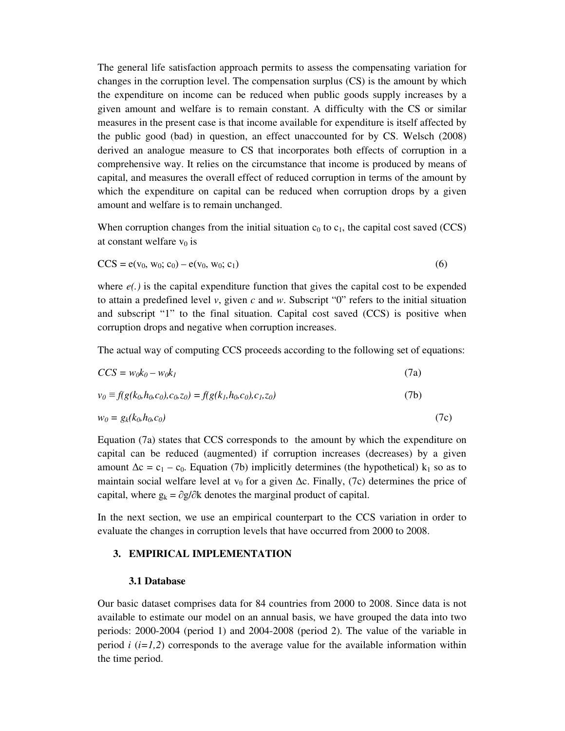The general life satisfaction approach permits to assess the compensating variation for changes in the corruption level. The compensation surplus (CS) is the amount by which the expenditure on income can be reduced when public goods supply increases by a given amount and welfare is to remain constant. A difficulty with the CS or similar measures in the present case is that income available for expenditure is itself affected by the public good (bad) in question, an effect unaccounted for by CS. Welsch (2008) derived an analogue measure to CS that incorporates both effects of corruption in a comprehensive way. It relies on the circumstance that income is produced by means of capital, and measures the overall effect of reduced corruption in terms of the amount by which the expenditure on capital can be reduced when corruption drops by a given amount and welfare is to remain unchanged.

When corruption changes from the initial situation $c_0$ to $c_1$, the capital cost saved (CCS) at constant welfare $v_0$ is

$$CCS = e(v_0, w_0; c_0) - e(v_0, w_0; c_1) \tag{6}$$

where *e(.)* is the capital expenditure function that gives the capital cost to be expended to attain a predefined level $v$, given $c$ and $w$. Subscript "0" refers to the initial situation and subscript "1" to the final situation. Capital cost saved (CCS) is positive when corruption drops and negative when corruption increases.

The actual way of computing CCS proceeds according to the following set of equations:

$$CCS = w_0 k_0 - w_0 k_1 \tag{7a}$$

$$v_0 \equiv f(g(k_0,h_0,c_0),c_0,z_0) = f(g(k_1,h_0,c_0),c_1,z_0) \tag{7b}$$

$$w_0 = g_k(k_0,h_0,c_0) \tag{7c}$$

Equation (7a) states that CCS corresponds to the amount by which the expenditure on capital can be reduced (augmented) if corruption increases (decreases) by a given amount $\Delta c = c_1 - c_0$. Equation (7b) implicitly determines (the hypothetical) $k_1$ so as to maintain social welfare level at $v_0$ for a given $\Delta c$. Finally, (7c) determines the price of capital, where $g_k = \partial g / \partial k$ denotes the marginal product of capital.

In the next section, we use an empirical counterpart to the CCS variation in order to evaluate the changes in corruption levels that have occurred from 2000 to 2008.

## 3. EMPIRICAL IMPLEMENTATION

### 3.1 Database

Our basic dataset comprises data for 84 countries from 2000 to 2008. Since data is not available to estimate our model on an annual basis, we have grouped the data into two periods: 2000-2004 (period 1) and 2004-2008 (period 2). The value of the variable in period *i* (*i=1,2*) corresponds to the average value for the available information within the time period.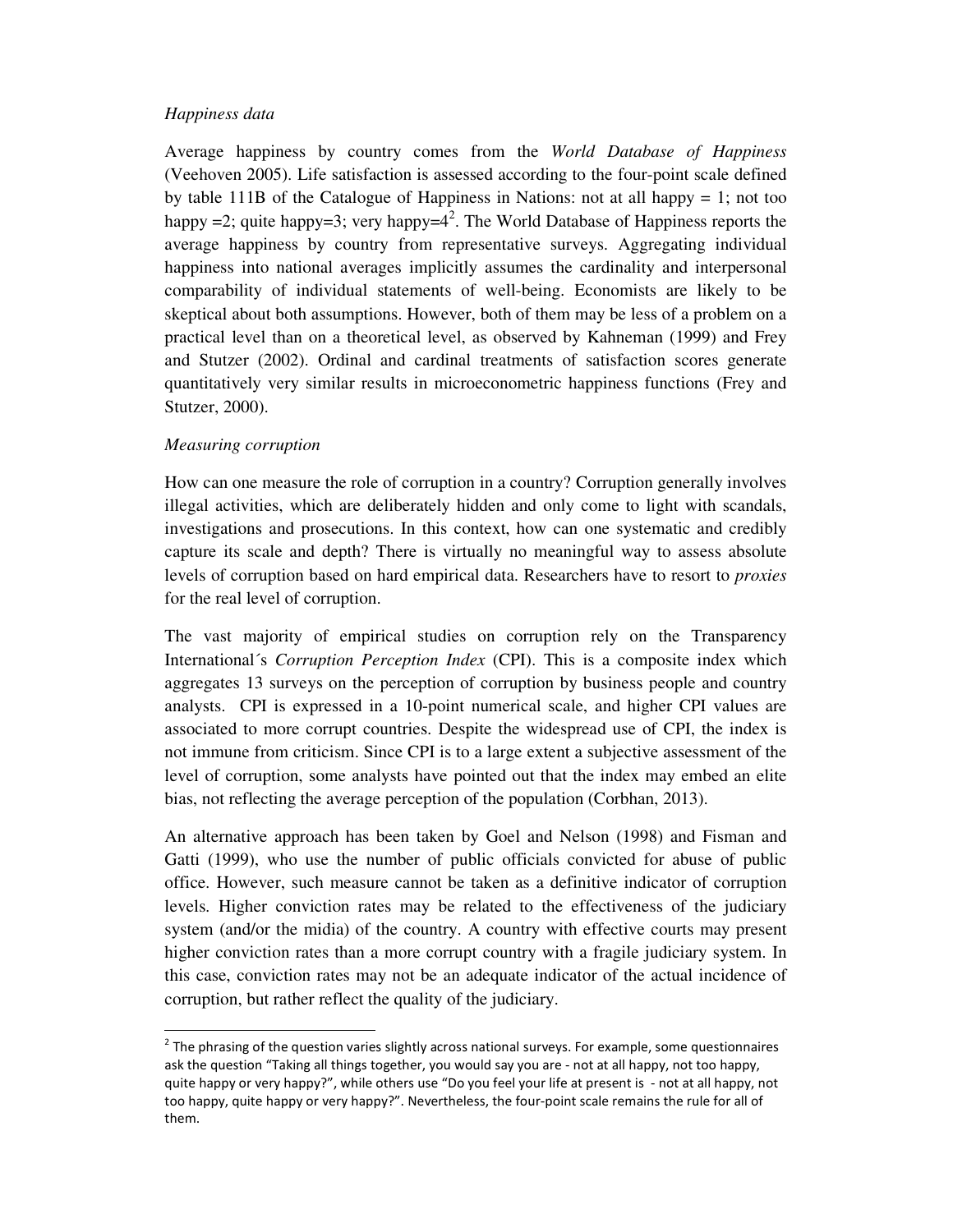*Happiness data*

Average happiness by country comes from the *World Database of Happiness* (Veehoven 2005). Life satisfaction is assessed according to the four-point scale defined by table 111B of the Catalogue of Happiness in Nations: not at all happy = 1; not too happy =2; quite happy=3; very happy=4[2]. The World Database of Happiness reports the average happiness by country from representative surveys. Aggregating individual happiness into national averages implicitly assumes the cardinality and interpersonal comparability of individual statements of well-being. Economists are likely to be skeptical about both assumptions. However, both of them may be less of a problem on a practical level than on a theoretical level, as observed by Kahneman (1999) and Frey and Stutzer (2002). Ordinal and cardinal treatments of satisfaction scores generate quantitatively very similar results in microeconometric happiness functions (Frey and Stutzer, 2000).

*Measuring corruption*

How can one measure the role of corruption in a country? Corruption generally involves illegal activities, which are deliberately hidden and only come to light with scandals, investigations and prosecutions. In this context, how can one systematic and credibly capture its scale and depth? There is virtually no meaningful way to assess absolute levels of corruption based on hard empirical data. Researchers have to resort to *proxies* for the real level of corruption.

The vast majority of empirical studies on corruption rely on the Transparency International´s *Corruption Perception Index* (CPI). This is a composite index which aggregates 13 surveys on the perception of corruption by business people and country analysts. CPI is expressed in a 10-point numerical scale, and higher CPI values are associated to more corrupt countries. Despite the widespread use of CPI, the index is not immune from criticism. Since CPI is to a large extent a subjective assessment of the level of corruption, some analysts have pointed out that the index may embed an elite bias, not reflecting the average perception of the population (Corbhan, 2013).

An alternative approach has been taken by Goel and Nelson (1998) and Fisman and Gatti (1999), who use the number of public officials convicted for abuse of public office. However, such measure cannot be taken as a definitive indicator of corruption levels. Higher conviction rates may be related to the effectiveness of the judiciary system (and/or the midia) of the country. A country with effective courts may present higher conviction rates than a more corrupt country with a fragile judiciary system. In this case, conviction rates may not be an adequate indicator of the actual incidence of corruption, but rather reflect the quality of the judiciary.

---

[2] The phrasing of the question varies slightly across national surveys. For example, some questionnaires ask the question "Taking all things together, you would say you are - not at all happy, not too happy, quite happy or very happy?", while others use "Do you feel your life at present is - not at all happy, not too happy, quite happy or very happy?". Nevertheless, the four-point scale remains the rule for all of them.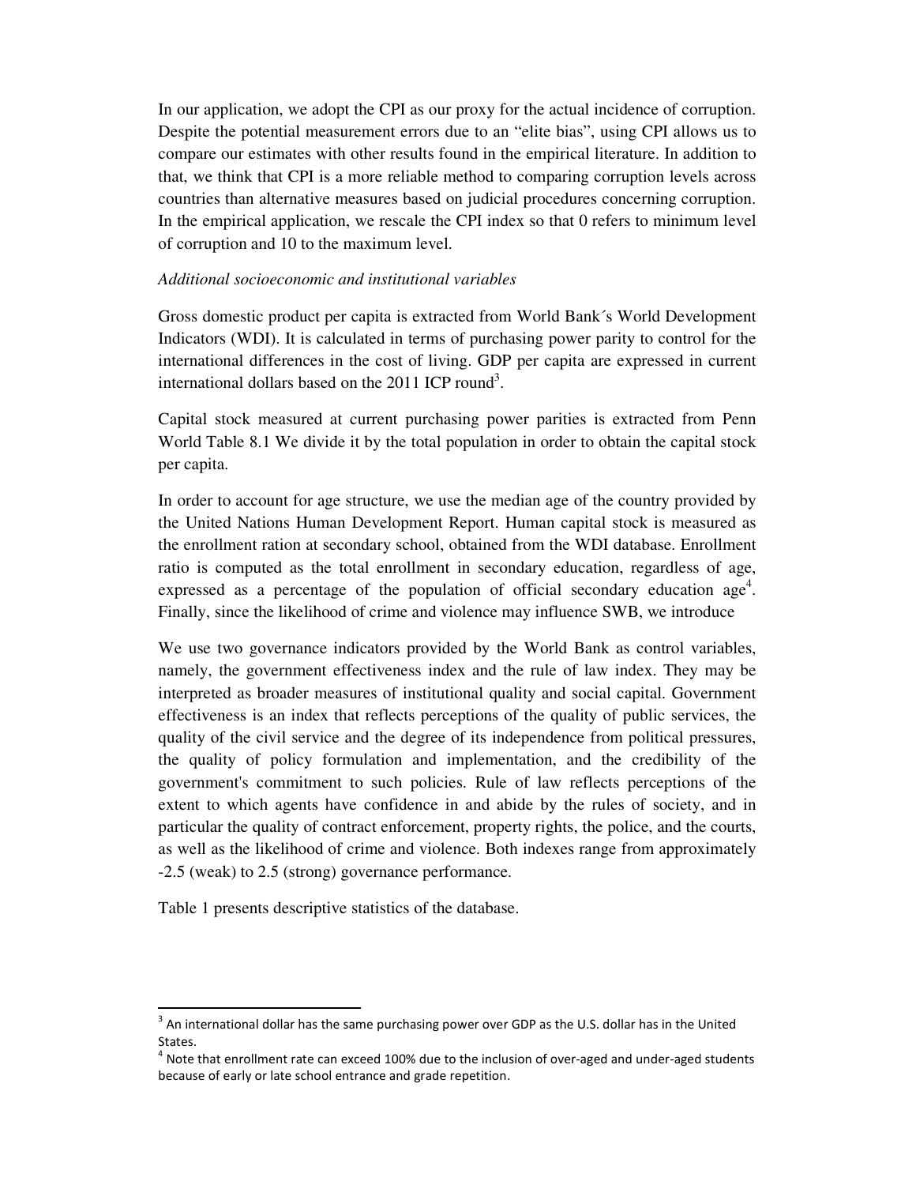In our application, we adopt the CPI as our proxy for the actual incidence of corruption. Despite the potential measurement errors due to an "elite bias", using CPI allows us to compare our estimates with other results found in the empirical literature. In addition to that, we think that CPI is a more reliable method to comparing corruption levels across countries than alternative measures based on judicial procedures concerning corruption. In the empirical application, we rescale the CPI index so that 0 refers to minimum level of corruption and 10 to the maximum level.

*Additional socioeconomic and institutional variables*

Gross domestic product per capita is extracted from World Bank´s World Development Indicators (WDI). It is calculated in terms of purchasing power parity to control for the international differences in the cost of living. GDP per capita are expressed in current international dollars based on the 2011 ICP round[3].

Capital stock measured at current purchasing power parities is extracted from Penn World Table 8.1 We divide it by the total population in order to obtain the capital stock per capita.

In order to account for age structure, we use the median age of the country provided by the United Nations Human Development Report. Human capital stock is measured as the enrollment ration at secondary school, obtained from the WDI database. Enrollment ratio is computed as the total enrollment in secondary education, regardless of age, expressed as a percentage of the population of official secondary education age[4]. Finally, since the likelihood of crime and violence may influence SWB, we introduce

We use two governance indicators provided by the World Bank as control variables, namely, the government effectiveness index and the rule of law index. They may be interpreted as broader measures of institutional quality and social capital. Government effectiveness is an index that reflects perceptions of the quality of public services, the quality of the civil service and the degree of its independence from political pressures, the quality of policy formulation and implementation, and the credibility of the government's commitment to such policies. Rule of law reflects perceptions of the extent to which agents have confidence in and abide by the rules of society, and in particular the quality of contract enforcement, property rights, the police, and the courts, as well as the likelihood of crime and violence. Both indexes range from approximately -2.5 (weak) to 2.5 (strong) governance performance.

Table 1 presents descriptive statistics of the database.

---

[3] An international dollar has the same purchasing power over GDP as the U.S. dollar has in the United States.

[4] Note that enrollment rate can exceed 100% due to the inclusion of over-aged and under-aged students because of early or late school entrance and grade repetition.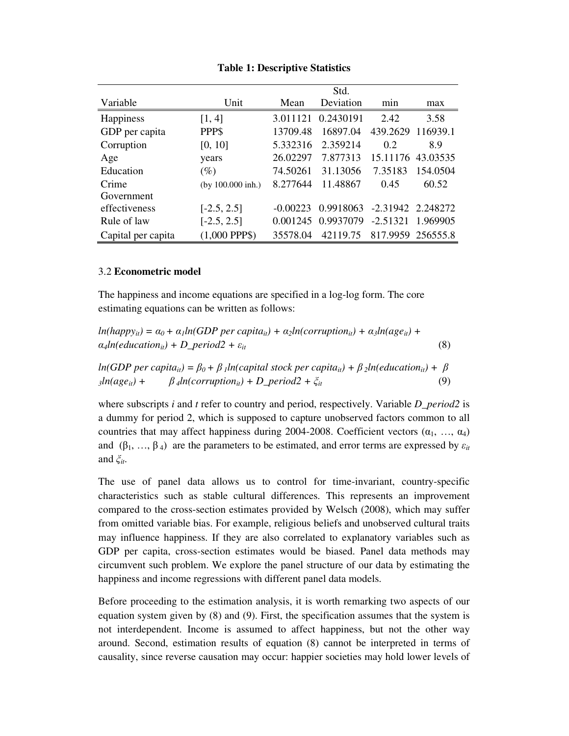**Table 1: Descriptive Statistics**

| Variable | Unit | Mean | Std. Deviation | min | max |
|---|---|---|---|---|---|
| Happiness | [1, 4] | 3.011121 | 0.2430191 | 2.42 | 3.58 |
| GDP per capita | PPP$ | 13709.48 | 16897.04 | 439.2629 | 116939.1 |
| Corruption | [0, 10] | 5.332316 | 2.359214 | 0.2 | 8.9 |
| Age | years | 26.02297 | 7.877313 | 15.11176 | 43.03535 |
| Education | (%) | 74.50261 | 31.13056 | 7.35183 | 154.0504 |
| Crime | (by 100.000 inh.) | 8.277644 | 11.48867 | 0.45 | 60.52 |
| Government effectiveness | [-2.5, 2.5] | -0.00223 | 0.9918063 | -2.31942 | 2.248272 |
| Rule of law | [-2.5, 2.5] | 0.001245 | 0.9937079 | -2.51321 | 1.969905 |
| Capital per capita | (1,000 PPP$) | 35578.04 | 42119.75 | 817.9959 | 256555.8 |

### 3.2 **Econometric model**

The happiness and income equations are specified in a log-log form. The core estimating equations can be written as follows:

$$ln(happy_{it}) = \alpha_0 + \alpha_1 ln(GDP\ per\ capita_{it}) + \alpha_2 ln(corruption_{it}) + \alpha_3 ln(age_{it}) + \alpha_4 ln(education_{it}) + D\_period2 + \varepsilon_{it} \quad (8)$$

$$ln(GDP\ per\ capita_{it}) = \beta_0 + \beta_1 ln(capital\ stock\ per\ capita_{it}) + \beta_2 ln(education_{it}) + \beta_3 ln(age_{it}) + \beta_4 ln(corruption_{it}) + D\_period2 + \xi_{it} \quad (9)$$

where subscripts *i* and *t* refer to country and period, respectively. Variable *D_period2* is a dummy for period 2, which is supposed to capture unobserved factors common to all countries that may affect happiness during 2004-2008. Coefficient vectors ($\alpha_1$, …, $\alpha_4$) and ($\beta_1$, …, $\beta_4$) are the parameters to be estimated, and error terms are expressed by $\varepsilon_{it}$ and $\xi_{it}$.

The use of panel data allows us to control for time-invariant, country-specific characteristics such as stable cultural differences. This represents an improvement compared to the cross-section estimates provided by Welsch (2008), which may suffer from omitted variable bias. For example, religious beliefs and unobserved cultural traits may influence happiness. If they are also correlated to explanatory variables such as GDP per capita, cross-section estimates would be biased. Panel data methods may circumvent such problem. We explore the panel structure of our data by estimating the happiness and income regressions with different panel data models.

Before proceeding to the estimation analysis, it is worth remarking two aspects of our equation system given by (8) and (9). First, the specification assumes that the system is not interdependent. Income is assumed to affect happiness, but not the other way around. Second, estimation results of equation (8) cannot be interpreted in terms of causality, since reverse causation may occur: happier societies may hold lower levels of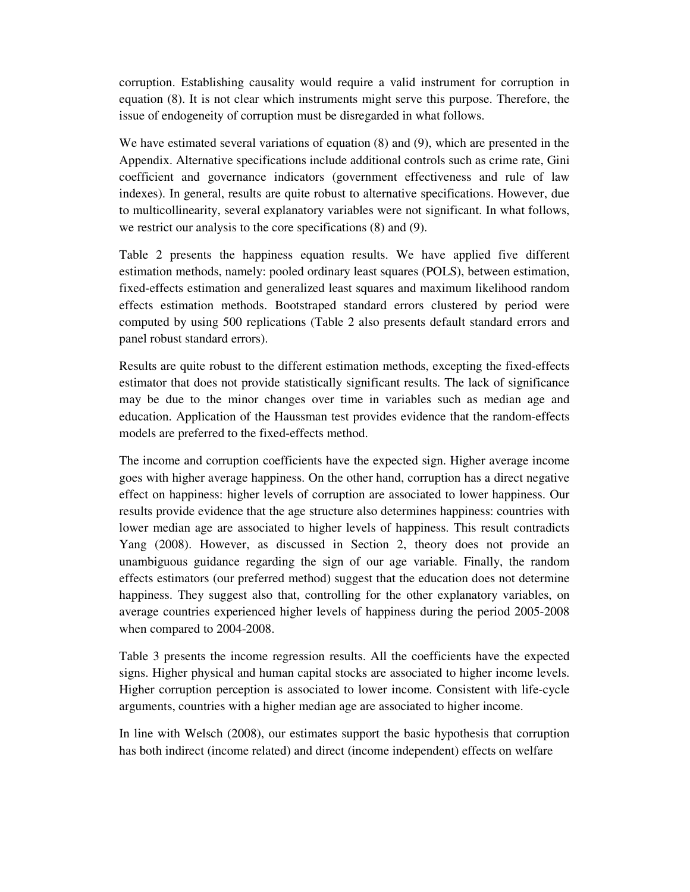corruption. Establishing causality would require a valid instrument for corruption in equation (8). It is not clear which instruments might serve this purpose. Therefore, the issue of endogeneity of corruption must be disregarded in what follows.

We have estimated several variations of equation (8) and (9), which are presented in the Appendix. Alternative specifications include additional controls such as crime rate, Gini coefficient and governance indicators (government effectiveness and rule of law indexes). In general, results are quite robust to alternative specifications. However, due to multicollinearity, several explanatory variables were not significant. In what follows, we restrict our analysis to the core specifications (8) and (9).

Table 2 presents the happiness equation results. We have applied five different estimation methods, namely: pooled ordinary least squares (POLS), between estimation, fixed-effects estimation and generalized least squares and maximum likelihood random effects estimation methods. Bootstraped standard errors clustered by period were computed by using 500 replications (Table 2 also presents default standard errors and panel robust standard errors).

Results are quite robust to the different estimation methods, excepting the fixed-effects estimator that does not provide statistically significant results. The lack of significance may be due to the minor changes over time in variables such as median age and education. Application of the Haussman test provides evidence that the random-effects models are preferred to the fixed-effects method.

The income and corruption coefficients have the expected sign. Higher average income goes with higher average happiness. On the other hand, corruption has a direct negative effect on happiness: higher levels of corruption are associated to lower happiness. Our results provide evidence that the age structure also determines happiness: countries with lower median age are associated to higher levels of happiness. This result contradicts Yang (2008). However, as discussed in Section 2, theory does not provide an unambiguous guidance regarding the sign of our age variable. Finally, the random effects estimators (our preferred method) suggest that the education does not determine happiness. They suggest also that, controlling for the other explanatory variables, on average countries experienced higher levels of happiness during the period 2005-2008 when compared to 2004-2008.

Table 3 presents the income regression results. All the coefficients have the expected signs. Higher physical and human capital stocks are associated to higher income levels. Higher corruption perception is associated to lower income. Consistent with life-cycle arguments, countries with a higher median age are associated to higher income.

In line with Welsch (2008), our estimates support the basic hypothesis that corruption has both indirect (income related) and direct (income independent) effects on welfare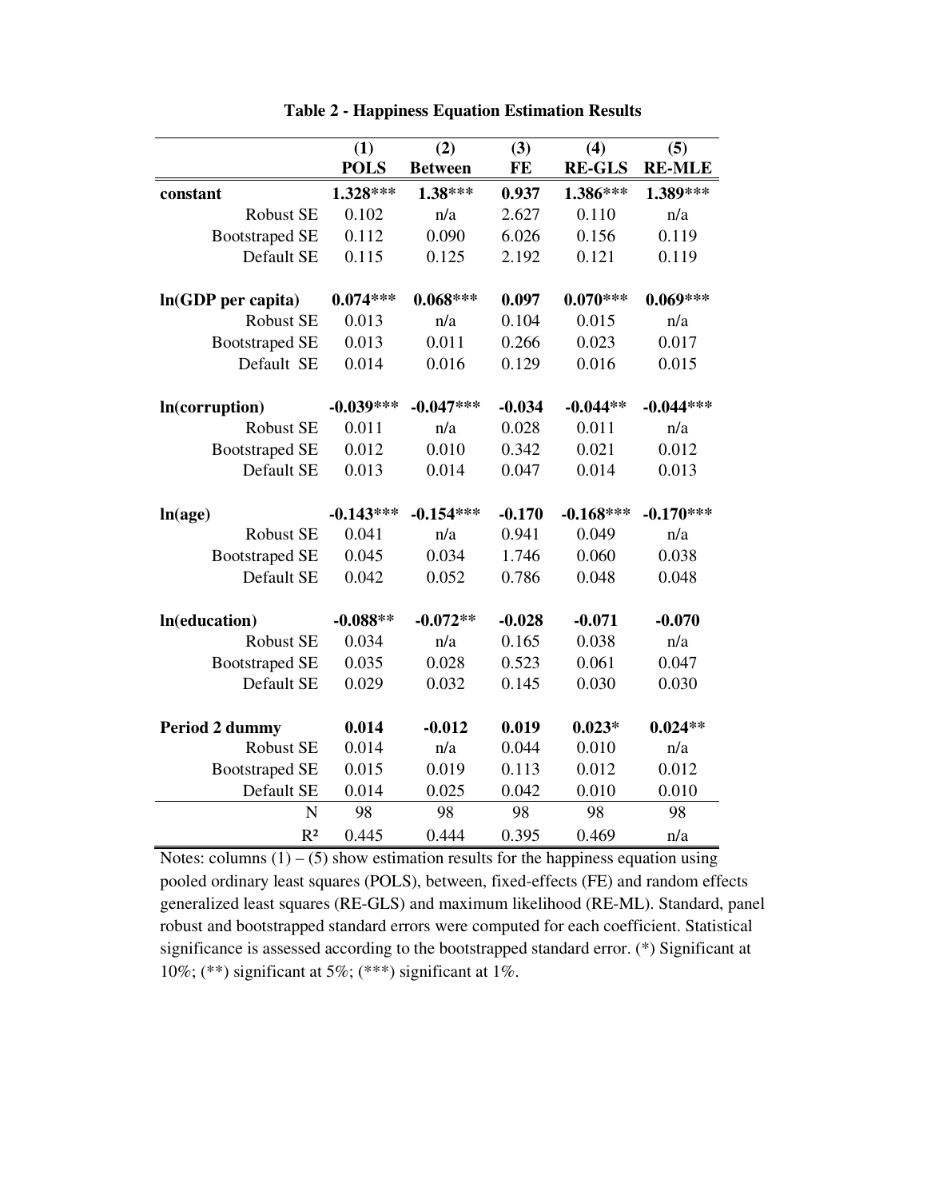**Table 2 - Happiness Equation Estimation Results**

| | (1) POLS | (2) Between | (3) FE | (4) RE-GLS | (5) RE-MLE |
|---|---|---|---|---|---|
| **constant** | **1.328*** ** | **1.38*** ** | **0.937** | **1.386*** ** | **1.389*** ** |
| Robust SE | 0.102 | n/a | 2.627 | 0.110 | n/a |
| Bootstraped SE | 0.112 | 0.090 | 6.026 | 0.156 | 0.119 |
| Default SE | 0.115 | 0.125 | 2.192 | 0.121 | 0.119 |
| **ln(GDP per capita)** | **0.074*** ** | **0.068*** ** | **0.097** | **0.070*** ** | **0.069*** ** |
| Robust SE | 0.013 | n/a | 0.104 | 0.015 | n/a |
| Bootstraped SE | 0.013 | 0.011 | 0.266 | 0.023 | 0.017 |
| Default SE | 0.014 | 0.016 | 0.129 | 0.016 | 0.015 |
| **ln(corruption)** | **-0.039*** ** | **-0.047*** ** | **-0.034** | **-0.044** ** | **-0.044*** ** |
| Robust SE | 0.011 | n/a | 0.028 | 0.011 | n/a |
| Bootstraped SE | 0.012 | 0.010 | 0.342 | 0.021 | 0.012 |
| Default SE | 0.013 | 0.014 | 0.047 | 0.014 | 0.013 |
| **ln(age)** | **-0.143*** ** | **-0.154*** ** | **-0.170** | **-0.168*** ** | **-0.170*** ** |
| Robust SE | 0.041 | n/a | 0.941 | 0.049 | n/a |
| Bootstraped SE | 0.045 | 0.034 | 1.746 | 0.060 | 0.038 |
| Default SE | 0.042 | 0.052 | 0.786 | 0.048 | 0.048 |
| **ln(education)** | **-0.088** ** | **-0.072** ** | **-0.028** | **-0.071** | **-0.070** |
| Robust SE | 0.034 | n/a | 0.165 | 0.038 | n/a |
| Bootstraped SE | 0.035 | 0.028 | 0.523 | 0.061 | 0.047 |
| Default SE | 0.029 | 0.032 | 0.145 | 0.030 | 0.030 |
| **Period 2 dummy** | **0.014** | **-0.012** | **0.019** | **0.023*** | **0.024** ** |
| Robust SE | 0.014 | n/a | 0.044 | 0.010 | n/a |
| Bootstraped SE | 0.015 | 0.019 | 0.113 | 0.012 | 0.012 |
| Default SE | 0.014 | 0.025 | 0.042 | 0.010 | 0.010 |
| N | 98 | 98 | 98 | 98 | 98 |
| $R^2$ | 0.445 | 0.444 | 0.395 | 0.469 | n/a |

Notes: columns (1) – (5) show estimation results for the happiness equation using pooled ordinary least squares (POLS), between, fixed-effects (FE) and random effects generalized least squares (RE-GLS) and maximum likelihood (RE-ML). Standard, panel robust and bootstrapped standard errors were computed for each coefficient. Statistical significance is assessed according to the bootstrapped standard error. (*) Significant at 10%; (**) significant at 5%; (***) significant at 1%.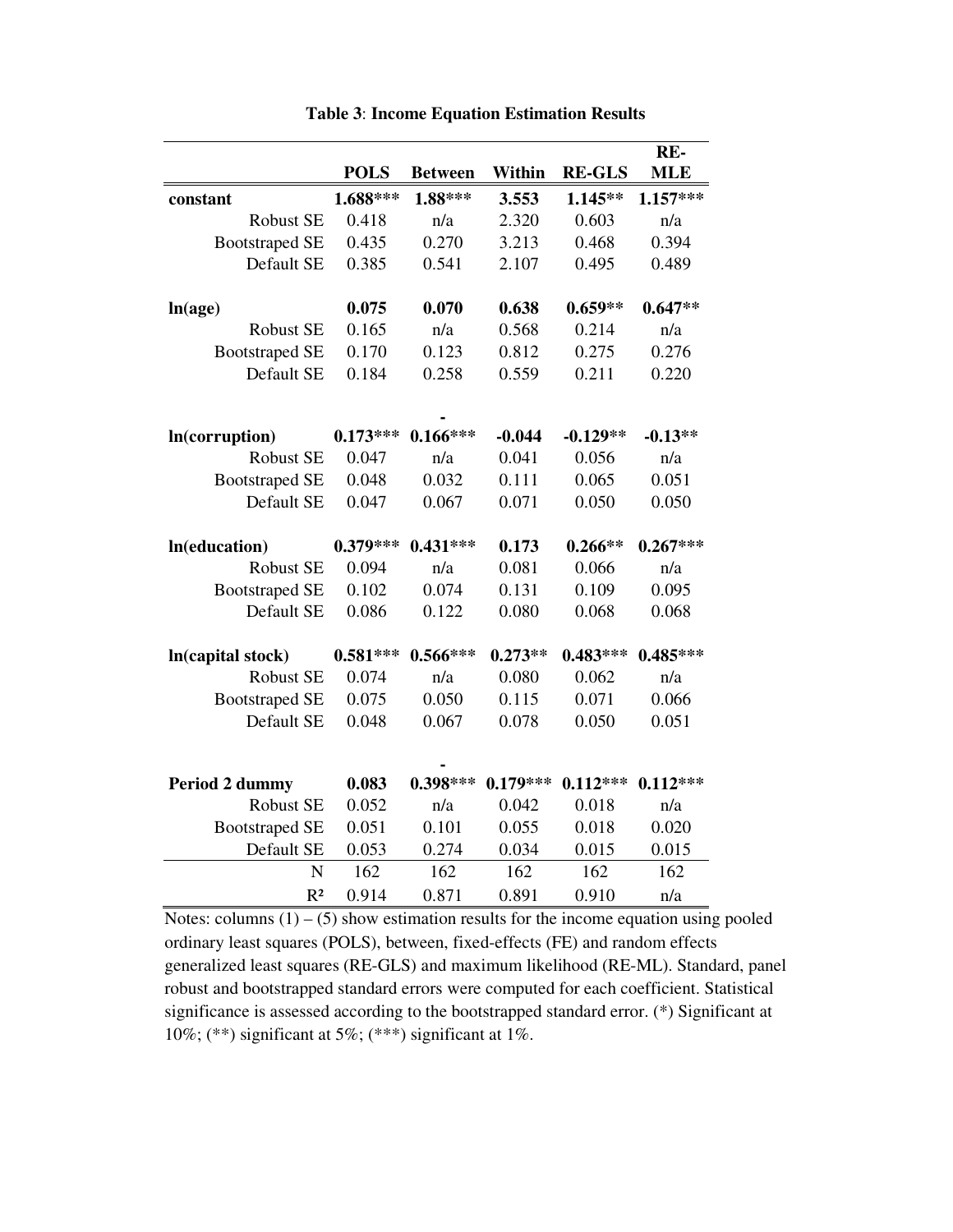**Table 3**: **Income Equation Estimation Results**

| | **POLS** | **Between** | **Within** | **RE-GLS** | **RE-MLE** |
|---|---|---|---|---|---|
| **constant** | **1.688*** ** | **1.88*** ** | **3.553** | **1.145** ** | **1.157*** ** |
| Robust SE | 0.418 | n/a | 2.320 | 0.603 | n/a |
| Bootstraped SE | 0.435 | 0.270 | 3.213 | 0.468 | 0.394 |
| Default SE | 0.385 | 0.541 | 2.107 | 0.495 | 0.489 |
| **ln(age)** | **0.075** | **0.070** | **0.638** | **0.659** ** | **0.647** ** |
| Robust SE | 0.165 | n/a | 0.568 | 0.214 | n/a |
| Bootstraped SE | 0.170 | 0.123 | 0.812 | 0.275 | 0.276 |
| Default SE | 0.184 | 0.258 | 0.559 | 0.211 | 0.220 |
| **ln(corruption)** | **0.173*** ** | **-0.166*** ** | **-0.044** | **-0.129** ** | **-0.13** ** |
| Robust SE | 0.047 | n/a | 0.041 | 0.056 | n/a |
| Bootstraped SE | 0.048 | 0.032 | 0.111 | 0.065 | 0.051 |
| Default SE | 0.047 | 0.067 | 0.071 | 0.050 | 0.050 |
| **ln(education)** | **0.379*** ** | **0.431*** ** | **0.173** | **0.266** ** | **0.267*** ** |
| Robust SE | 0.094 | n/a | 0.081 | 0.066 | n/a |
| Bootstraped SE | 0.102 | 0.074 | 0.131 | 0.109 | 0.095 |
| Default SE | 0.086 | 0.122 | 0.080 | 0.068 | 0.068 |
| **ln(capital stock)** | **0.581*** ** | **0.566*** ** | **0.273** ** | **0.483*** ** | **0.485*** ** |
| Robust SE | 0.074 | n/a | 0.080 | 0.062 | n/a |
| Bootstraped SE | 0.075 | 0.050 | 0.115 | 0.071 | 0.066 |
| Default SE | 0.048 | 0.067 | 0.078 | 0.050 | 0.051 |
| **Period 2 dummy** | **0.083** | **-0.398*** ** | **0.179*** ** | **0.112*** ** | **0.112*** ** |
| Robust SE | 0.052 | n/a | 0.042 | 0.018 | n/a |
| Bootstraped SE | 0.051 | 0.101 | 0.055 | 0.018 | 0.020 |
| Default SE | 0.053 | 0.274 | 0.034 | 0.015 | 0.015 |
| N | 162 | 162 | 162 | 162 | 162 |
| $R^2$ | 0.914 | 0.871 | 0.891 | 0.910 | n/a |

Notes: columns (1) – (5) show estimation results for the income equation using pooled ordinary least squares (POLS), between, fixed-effects (FE) and random effects generalized least squares (RE-GLS) and maximum likelihood (RE-ML). Standard, panel robust and bootstrapped standard errors were computed for each coefficient. Statistical significance is assessed according to the bootstrapped standard error. (*) Significant at 10%; (**) significant at 5%; (***) significant at 1%.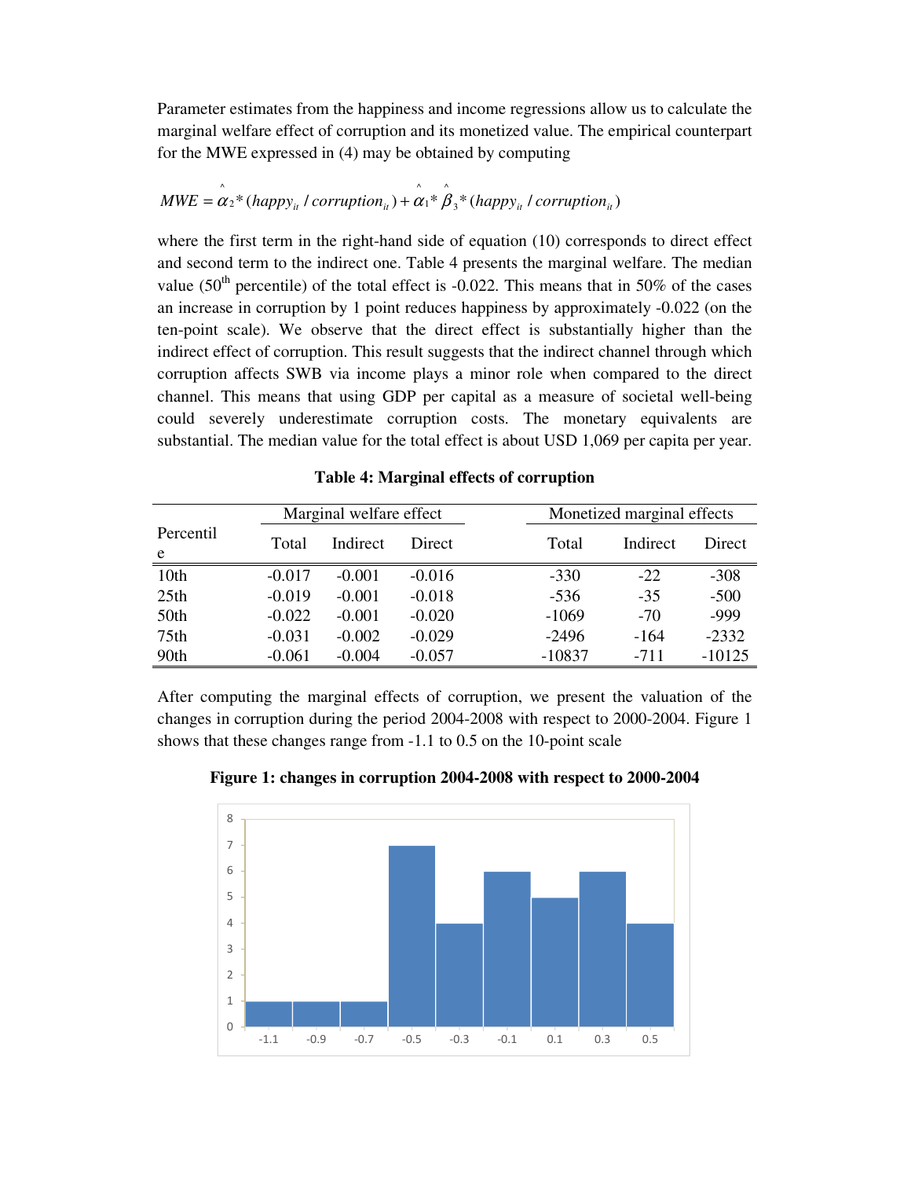Parameter estimates from the happiness and income regressions allow us to calculate the marginal welfare effect of corruption and its monetized value. The empirical counterpart for the MWE expressed in (4) may be obtained by computing

$$MWE = \hat{\alpha}_2 * (happy_{it} / corruption_{it}) + \hat{\alpha}_1 * \hat{\beta}_3 * (happy_{it} / corruption_{it})$$

where the first term in the right-hand side of equation (10) corresponds to direct effect and second term to the indirect one. Table 4 presents the marginal welfare. The median value (50th percentile) of the total effect is -0.022. This means that in 50% of the cases an increase in corruption by 1 point reduces happiness by approximately -0.022 (on the ten-point scale). We observe that the direct effect is substantially higher than the indirect effect of corruption. This result suggests that the indirect channel through which corruption affects SWB via income plays a minor role when compared to the direct channel. This means that using GDP per capital as a measure of societal well-being could severely underestimate corruption costs. The monetary equivalents are substantial. The median value for the total effect is about USD 1,069 per capita per year.

**Table 4: Marginal effects of corruption**

| | Marginal welfare effect | | | Monetized marginal effects | | |
|---|---|---|---|---|---|---|
| Percentile | Total | Indirect | Direct | Total | Indirect | Direct |
| 10th | -0.017 | -0.001 | -0.016 | -330 | -22 | -308 |
| 25th | -0.019 | -0.001 | -0.018 | -536 | -35 | -500 |
| 50th | -0.022 | -0.001 | -0.020 | -1069 | -70 | -999 |
| 75th | -0.031 | -0.002 | -0.029 | -2496 | -164 | -2332 |
| 90th | -0.061 | -0.004 | -0.057 | -10837 | -711 | -10125 |

After computing the marginal effects of corruption, we present the valuation of the changes in corruption during the period 2004-2008 with respect to 2000-2004. Figure 1 shows that these changes range from -1.1 to 0.5 on the 10-point scale

**Figure 1: changes in corruption 2004-2008 with respect to 2000-2004**

8
7
6
5
4
3
2
1
0

-1.1 -0.9 -0.7 -0.5 -0.3 -0.1 0.1 0.3 0.5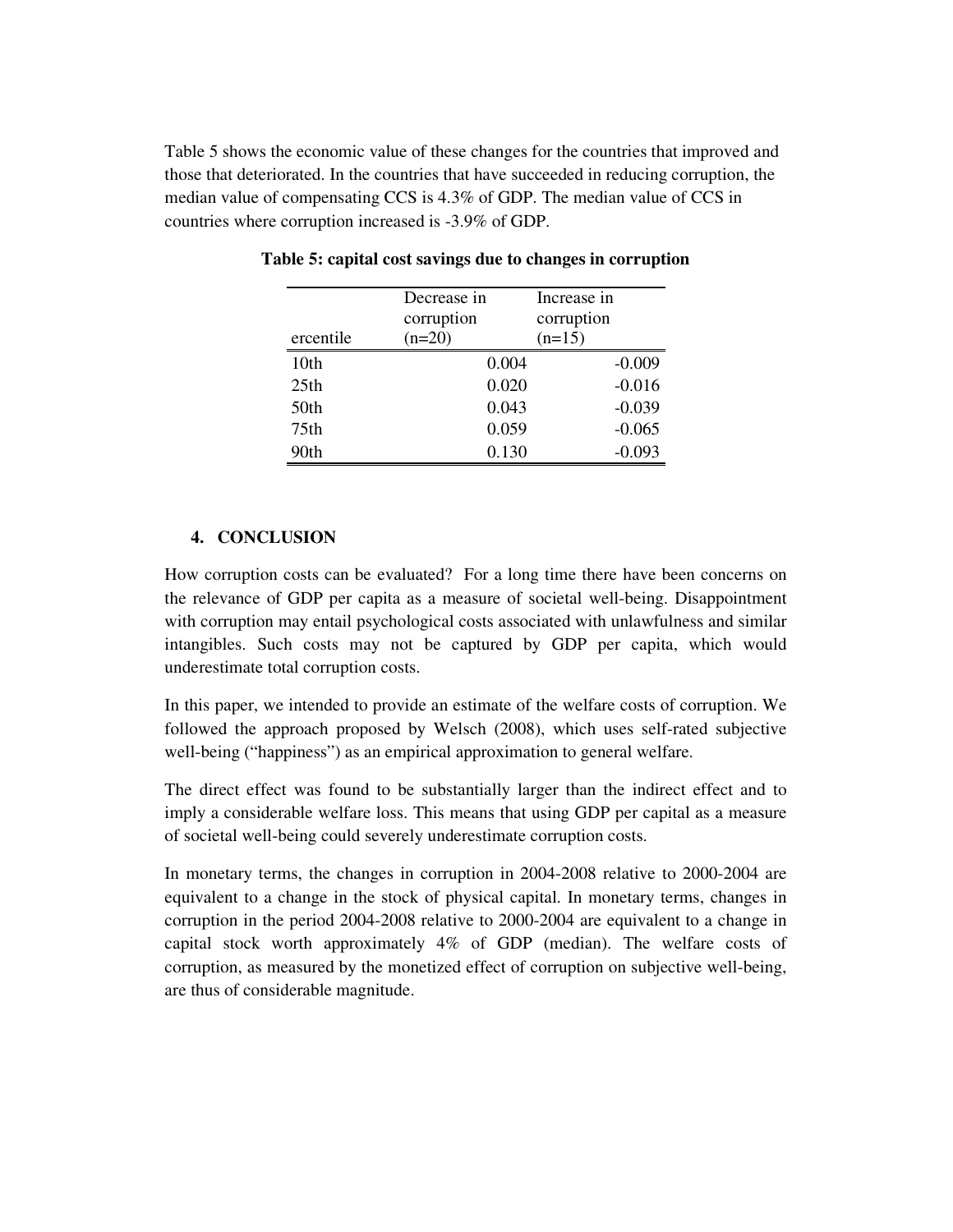Table 5 shows the economic value of these changes for the countries that improved and those that deteriorated. In the countries that have succeeded in reducing corruption, the median value of compensating CCS is 4.3% of GDP. The median value of CCS in countries where corruption increased is -3.9% of GDP.

**Table 5: capital cost savings due to changes in corruption**

| ercentile | Decrease in corruption (n=20) | Increase in corruption (n=15) |
|---|---|---|
| 10th | 0.004 | -0.009 |
| 25th | 0.020 | -0.016 |
| 50th | 0.043 | -0.039 |
| 75th | 0.059 | -0.065 |
| 90th | 0.130 | -0.093 |

## 4. CONCLUSION

How corruption costs can be evaluated? For a long time there have been concerns on the relevance of GDP per capita as a measure of societal well-being. Disappointment with corruption may entail psychological costs associated with unlawfulness and similar intangibles. Such costs may not be captured by GDP per capita, which would underestimate total corruption costs.

In this paper, we intended to provide an estimate of the welfare costs of corruption. We followed the approach proposed by Welsch (2008), which uses self-rated subjective well-being ("happiness") as an empirical approximation to general welfare.

The direct effect was found to be substantially larger than the indirect effect and to imply a considerable welfare loss. This means that using GDP per capital as a measure of societal well-being could severely underestimate corruption costs.

In monetary terms, the changes in corruption in 2004-2008 relative to 2000-2004 are equivalent to a change in the stock of physical capital. In monetary terms, changes in corruption in the period 2004-2008 relative to 2000-2004 are equivalent to a change in capital stock worth approximately 4% of GDP (median). The welfare costs of corruption, as measured by the monetized effect of corruption on subjective well-being, are thus of considerable magnitude.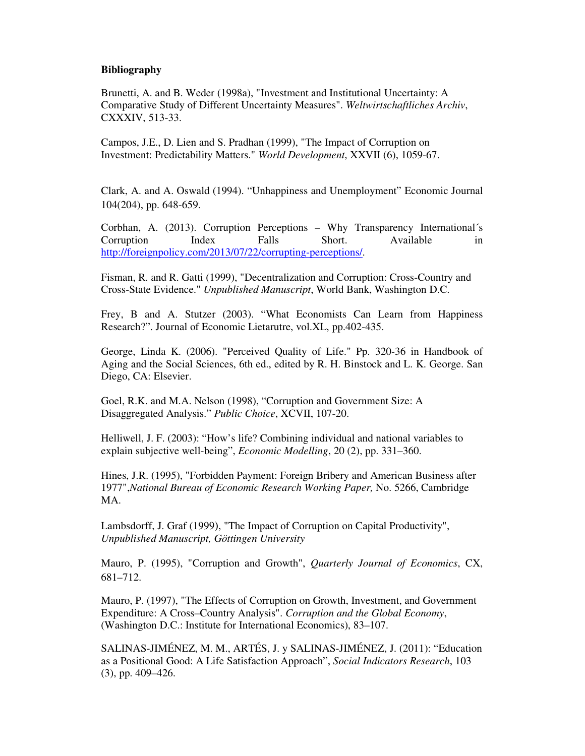**Bibliography**

Brunetti, A. and B. Weder (1998a), "Investment and Institutional Uncertainty: A Comparative Study of Different Uncertainty Measures". *Weltwirtschaftliches Archiv*, CXXXIV, 513-33.

Campos, J.E., D. Lien and S. Pradhan (1999), "The Impact of Corruption on Investment: Predictability Matters." *World Development*, XXVII (6), 1059-67.

Clark, A. and A. Oswald (1994). "Unhappiness and Unemployment" Economic Journal 104(204), pp. 648-659.

Corbhan, A. (2013). Corruption Perceptions – Why Transparency International´s Corruption Index Falls Short. Available in http://foreignpolicy.com/2013/07/22/corrupting-perceptions/.

Fisman, R. and R. Gatti (1999), "Decentralization and Corruption: Cross-Country and Cross-State Evidence." *Unpublished Manuscript*, World Bank, Washington D.C.

Frey, B and A. Stutzer (2003). "What Economists Can Learn from Happiness Research?". Journal of Economic Lietarutre, vol.XL, pp.402-435.

George, Linda K. (2006). "Perceived Quality of Life." Pp. 320-36 in Handbook of Aging and the Social Sciences, 6th ed., edited by R. H. Binstock and L. K. George. San Diego, CA: Elsevier.

Goel, R.K. and M.A. Nelson (1998), "Corruption and Government Size: A Disaggregated Analysis." *Public Choice*, XCVII, 107-20.

Helliwell, J. F. (2003): "How's life? Combining individual and national variables to explain subjective well-being", *Economic Modelling*, 20 (2), pp. 331–360.

Hines, J.R. (1995), "Forbidden Payment: Foreign Bribery and American Business after 1977",*National Bureau of Economic Research Working Paper,* No. 5266, Cambridge MA.

Lambsdorff, J. Graf (1999), "The Impact of Corruption on Capital Productivity", *Unpublished Manuscript, Göttingen University*

Mauro, P. (1995), "Corruption and Growth", *Quarterly Journal of Economics*, CX, 681–712.

Mauro, P. (1997), "The Effects of Corruption on Growth, Investment, and Government Expenditure: A Cross–Country Analysis". *Corruption and the Global Economy*, (Washington D.C.: Institute for International Economics), 83–107.

SALINAS-JIMÉNEZ, M. M., ARTÉS, J. y SALINAS-JIMÉNEZ, J. (2011): "Education as a Positional Good: A Life Satisfaction Approach", *Social Indicators Research*, 103 (3), pp. 409–426.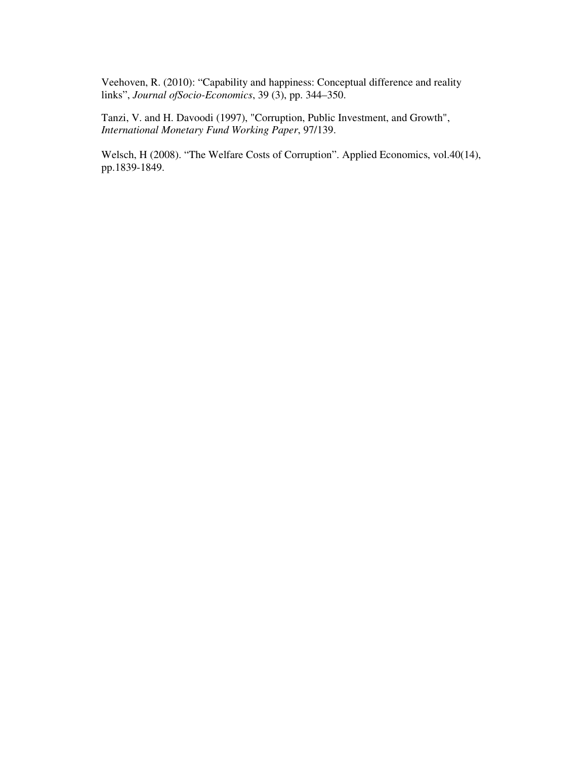Veehoven, R. (2010): “Capability and happiness: Conceptual difference and reality links”, *Journal ofSocio-Economics*, 39 (3), pp. 344–350.

Tanzi, V. and H. Davoodi (1997), "Corruption, Public Investment, and Growth", *International Monetary Fund Working Paper*, 97/139.

Welsch, H (2008). “The Welfare Costs of Corruption”. Applied Economics, vol.40(14), pp.1839-1849.